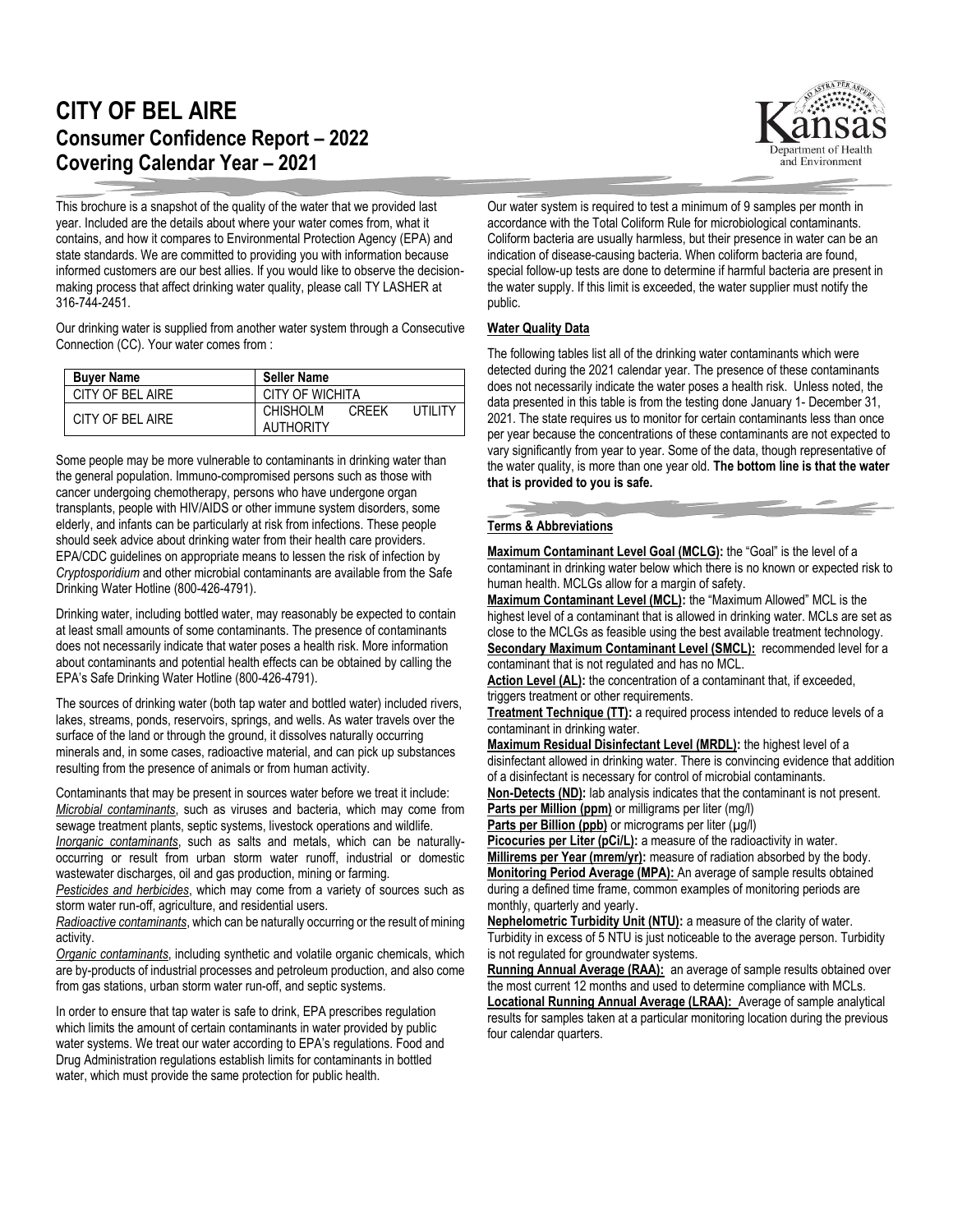# CITY OF BEL AIRE

## Consumer Confidence Report – 2022
## Covering Calendar Year – 2021

This brochure is a snapshot of the quality of the water that we provided last year. Included are the details about where your water comes from, what it contains, and how it compares to Environmental Protection Agency (EPA) and state standards. We are committed to providing you with information because informed customers are our best allies. If you would like to observe the decision-making process that affect drinking water quality, please call TY LASHER at 316-744-2451.

Our drinking water is supplied from another water system through a Consecutive Connection (CC). Your water comes from :

| Buyer Name | Seller Name |
|---|---|
| CITY OF BEL AIRE | CITY OF WICHITA |
| CITY OF BEL AIRE | CHISHOLM CREEK UTILITY AUTHORITY |

Some people may be more vulnerable to contaminants in drinking water than the general population. Immuno-compromised persons such as those with cancer undergoing chemotherapy, persons who have undergone organ transplants, people with HIV/AIDS or other immune system disorders, some elderly, and infants can be particularly at risk from infections. These people should seek advice about drinking water from their health care providers. EPA/CDC guidelines on appropriate means to lessen the risk of infection by *Cryptosporidium* and other microbial contaminants are available from the Safe Drinking Water Hotline (800-426-4791).

Drinking water, including bottled water, may reasonably be expected to contain at least small amounts of some contaminants. The presence of contaminants does not necessarily indicate that water poses a health risk. More information about contaminants and potential health effects can be obtained by calling the EPA's Safe Drinking Water Hotline (800-426-4791).

The sources of drinking water (both tap water and bottled water) included rivers, lakes, streams, ponds, reservoirs, springs, and wells. As water travels over the surface of the land or through the ground, it dissolves naturally occurring minerals and, in some cases, radioactive material, and can pick up substances resulting from the presence of animals or from human activity.

Contaminants that may be present in sources water before we treat it include:
*Microbial contaminants*, such as viruses and bacteria, which may come from sewage treatment plants, septic systems, livestock operations and wildlife.
*Inorganic contaminants*, such as salts and metals, which can be naturally-occurring or result from urban storm water runoff, industrial or domestic wastewater discharges, oil and gas production, mining or farming.
*Pesticides and herbicides*, which may come from a variety of sources such as storm water run-off, agriculture, and residential users.
*Radioactive contaminants*, which can be naturally occurring or the result of mining activity.
*Organic contaminants*, including synthetic and volatile organic chemicals, which are by-products of industrial processes and petroleum production, and also come from gas stations, urban storm water run-off, and septic systems.

In order to ensure that tap water is safe to drink, EPA prescribes regulation which limits the amount of certain contaminants in water provided by public water systems. We treat our water according to EPA's regulations. Food and Drug Administration regulations establish limits for contaminants in bottled water, which must provide the same protection for public health.

Our water system is required to test a minimum of 9 samples per month in accordance with the Total Coliform Rule for microbiological contaminants. Coliform bacteria are usually harmless, but their presence in water can be an indication of disease-causing bacteria. When coliform bacteria are found, special follow-up tests are done to determine if harmful bacteria are present in the water supply. If this limit is exceeded, the water supplier must notify the public.

**Water Quality Data**

The following tables list all of the drinking water contaminants which were detected during the 2021 calendar year. The presence of these contaminants does not necessarily indicate the water poses a health risk. Unless noted, the data presented in this table is from the testing done January 1- December 31, 2021. The state requires us to monitor for certain contaminants less than once per year because the concentrations of these contaminants are not expected to vary significantly from year to year. Some of the data, though representative of the water quality, is more than one year old. **The bottom line is that the water that is provided to you is safe.**

**Terms & Abbreviations**

**Maximum Contaminant Level Goal (MCLG):** the "Goal" is the level of a contaminant in drinking water below which there is no known or expected risk to human health. MCLGs allow for a margin of safety.
**Maximum Contaminant Level (MCL):** the "Maximum Allowed" MCL is the highest level of a contaminant that is allowed in drinking water. MCLs are set as close to the MCLGs as feasible using the best available treatment technology.
**Secondary Maximum Contaminant Level (SMCL):** recommended level for a contaminant that is not regulated and has no MCL.
**Action Level (AL):** the concentration of a contaminant that, if exceeded, triggers treatment or other requirements.
**Treatment Technique (TT):** a required process intended to reduce levels of a contaminant in drinking water.
**Maximum Residual Disinfectant Level (MRDL):** the highest level of a disinfectant allowed in drinking water. There is convincing evidence that addition of a disinfectant is necessary for control of microbial contaminants.
**Non-Detects (ND):** lab analysis indicates that the contaminant is not present.
**Parts per Million (ppm)** or milligrams per liter (mg/l)
**Parts per Billion (ppb)** or micrograms per liter (µg/l)
**Picocuries per Liter (pCi/L):** a measure of the radioactivity in water.
**Millirems per Year (mrem/yr):** measure of radiation absorbed by the body.
**Monitoring Period Average (MPA):** An average of sample results obtained during a defined time frame, common examples of monitoring periods are monthly, quarterly and yearly.
**Nephelometric Turbidity Unit (NTU):** a measure of the clarity of water. Turbidity in excess of 5 NTU is just noticeable to the average person. Turbidity is not regulated for groundwater systems.
**Running Annual Average (RAA):** an average of sample results obtained over the most current 12 months and used to determine compliance with MCLs.
**Locational Running Annual Average (LRAA):** Average of sample analytical results for samples taken at a particular monitoring location during the previous four calendar quarters.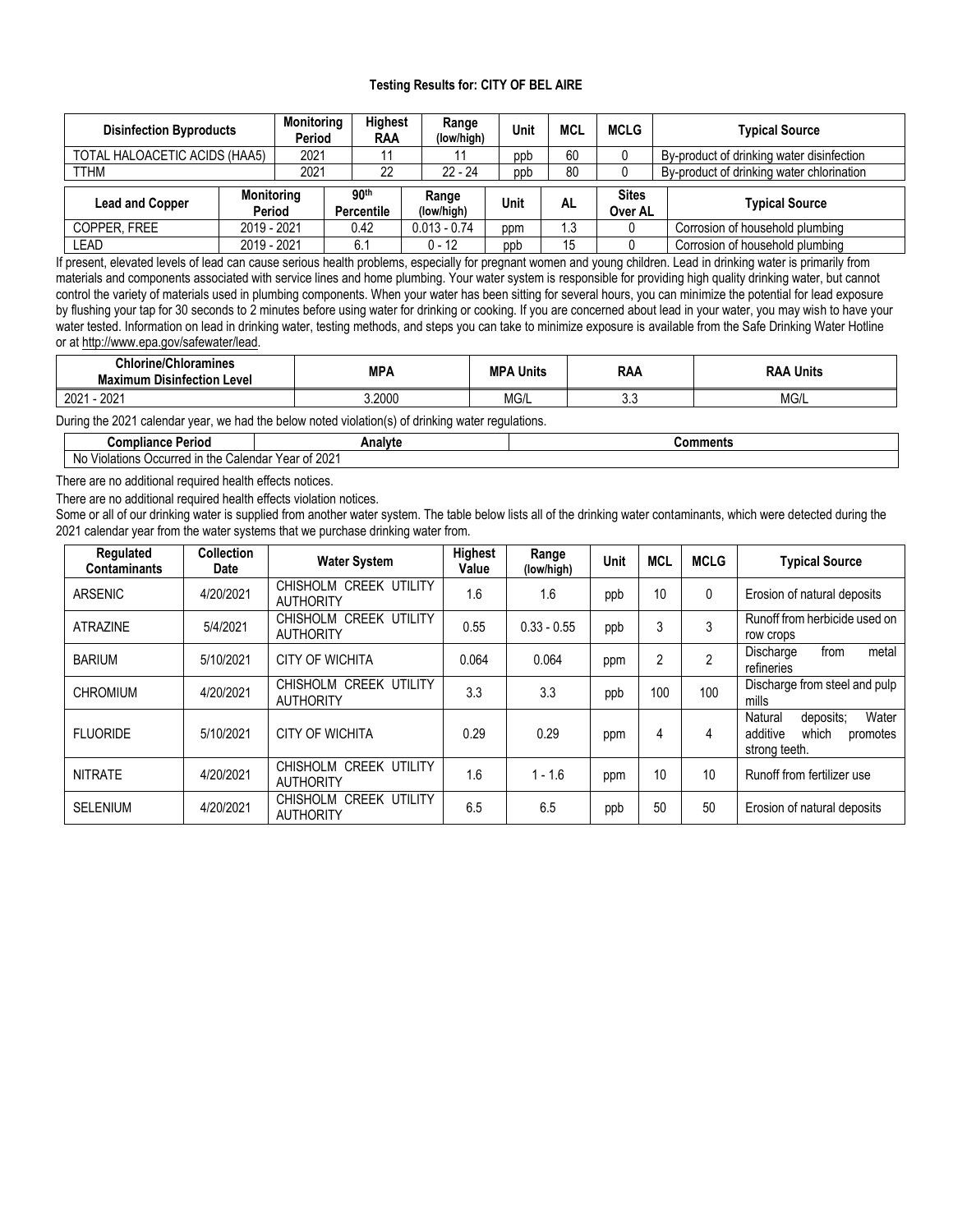#### Testing Results for: CITY OF BEL AIRE

| Disinfection Byproducts | Monitoring Period | Highest RAA | Range (low/high) | Unit | MCL | MCLG | Typical Source |
|---|---|---|---|---|---|---|---|
| TOTAL HALOACETIC ACIDS (HAA5) | 2021 | 11 | 11 | ppb | 60 | 0 | By-product of drinking water disinfection |
| TTHM | 2021 | 22 | 22 - 24 | ppb | 80 | 0 | By-product of drinking water chlorination |

| Lead and Copper | Monitoring Period | 90th Percentile | Range (low/high) | Unit | AL | Sites Over AL | Typical Source |
|---|---|---|---|---|---|---|---|
| COPPER, FREE | 2019 - 2021 | 0.42 | 0.013 - 0.74 | ppm | 1.3 | 0 | Corrosion of household plumbing |
| LEAD | 2019 - 2021 | 6.1 | 0 - 12 | ppb | 15 | 0 | Corrosion of household plumbing |

If present, elevated levels of lead can cause serious health problems, especially for pregnant women and young children. Lead in drinking water is primarily from materials and components associated with service lines and home plumbing. Your water system is responsible for providing high quality drinking water, but cannot control the variety of materials used in plumbing components. When your water has been sitting for several hours, you can minimize the potential for lead exposure by flushing your tap for 30 seconds to 2 minutes before using water for drinking or cooking. If you are concerned about lead in your water, you may wish to have your water tested. Information on lead in drinking water, testing methods, and steps you can take to minimize exposure is available from the Safe Drinking Water Hotline or at http://www.epa.gov/safewater/lead.

| Chlorine/Chloramines Maximum Disinfection Level | MPA | MPA Units | RAA | RAA Units |
|---|---|---|---|---|
| 2021 - 2021 | 3.2000 | MG/L | 3.3 | MG/L |

During the 2021 calendar year, we had the below noted violation(s) of drinking water regulations.

| Compliance Period | Analyte | Comments |
|---|---|---|
| No Violations Occurred in the Calendar Year of 2021 | | |

There are no additional required health effects notices.

There are no additional required health effects violation notices.

Some or all of our drinking water is supplied from another water system. The table below lists all of the drinking water contaminants, which were detected during the 2021 calendar year from the water systems that we purchase drinking water from.

| Regulated Contaminants | Collection Date | Water System | Highest Value | Range (low/high) | Unit | MCL | MCLG | Typical Source |
|---|---|---|---|---|---|---|---|---|
| ARSENIC | 4/20/2021 | CHISHOLM CREEK UTILITY AUTHORITY | 1.6 | 1.6 | ppb | 10 | 0 | Erosion of natural deposits |
| ATRAZINE | 5/4/2021 | CHISHOLM CREEK UTILITY AUTHORITY | 0.55 | 0.33 - 0.55 | ppb | 3 | 3 | Runoff from herbicide used on row crops |
| BARIUM | 5/10/2021 | CITY OF WICHITA | 0.064 | 0.064 | ppm | 2 | 2 | Discharge from metal refineries |
| CHROMIUM | 4/20/2021 | CHISHOLM CREEK UTILITY AUTHORITY | 3.3 | 3.3 | ppb | 100 | 100 | Discharge from steel and pulp mills |
| FLUORIDE | 5/10/2021 | CITY OF WICHITA | 0.29 | 0.29 | ppm | 4 | 4 | Natural deposits; Water additive which promotes strong teeth. |
| NITRATE | 4/20/2021 | CHISHOLM CREEK UTILITY AUTHORITY | 1.6 | 1 - 1.6 | ppm | 10 | 10 | Runoff from fertilizer use |
| SELENIUM | 4/20/2021 | CHISHOLM CREEK UTILITY AUTHORITY | 6.5 | 6.5 | ppb | 50 | 50 | Erosion of natural deposits |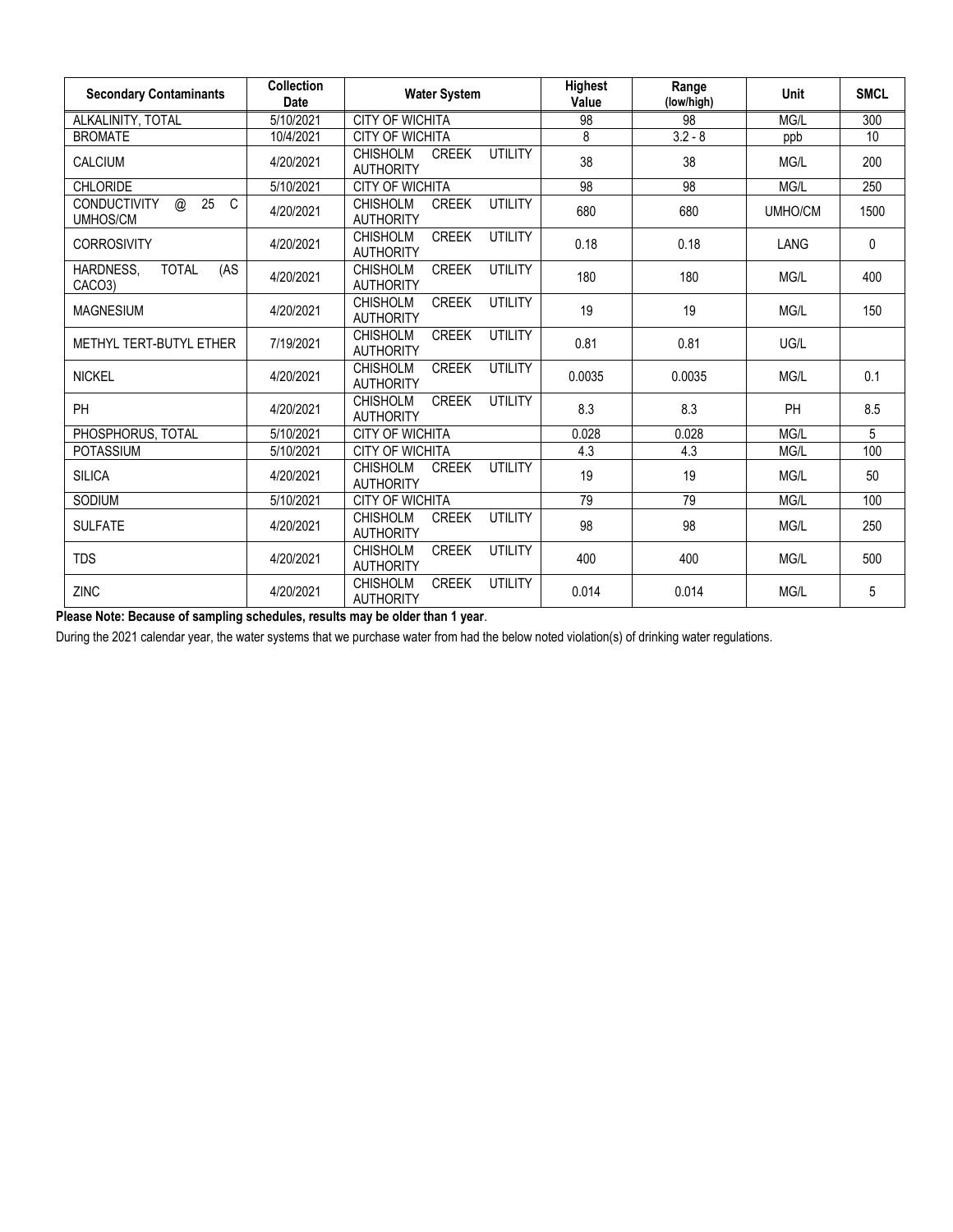| Secondary Contaminants | Collection Date | Water System | Highest Value | Range (low/high) | Unit | SMCL |
|---|---|---|---|---|---|---|
| ALKALINITY, TOTAL | 5/10/2021 | CITY OF WICHITA | 98 | 98 | MG/L | 300 |
| BROMATE | 10/4/2021 | CITY OF WICHITA | 8 | 3.2 - 8 | ppb | 10 |
| CALCIUM | 4/20/2021 | CHISHOLM CREEK UTILITY AUTHORITY | 38 | 38 | MG/L | 200 |
| CHLORIDE | 5/10/2021 | CITY OF WICHITA | 98 | 98 | MG/L | 250 |
| CONDUCTIVITY @ 25 C UMHOS/CM | 4/20/2021 | CHISHOLM CREEK UTILITY AUTHORITY | 680 | 680 | UMHO/CM | 1500 |
| CORROSIVITY | 4/20/2021 | CHISHOLM CREEK UTILITY AUTHORITY | 0.18 | 0.18 | LANG | 0 |
| HARDNESS, TOTAL (AS CACO3) | 4/20/2021 | CHISHOLM CREEK UTILITY AUTHORITY | 180 | 180 | MG/L | 400 |
| MAGNESIUM | 4/20/2021 | CHISHOLM CREEK UTILITY AUTHORITY | 19 | 19 | MG/L | 150 |
| METHYL TERT-BUTYL ETHER | 7/19/2021 | CHISHOLM CREEK UTILITY AUTHORITY | 0.81 | 0.81 | UG/L | |
| NICKEL | 4/20/2021 | CHISHOLM CREEK UTILITY AUTHORITY | 0.0035 | 0.0035 | MG/L | 0.1 |
| PH | 4/20/2021 | CHISHOLM CREEK UTILITY AUTHORITY | 8.3 | 8.3 | PH | 8.5 |
| PHOSPHORUS, TOTAL | 5/10/2021 | CITY OF WICHITA | 0.028 | 0.028 | MG/L | 5 |
| POTASSIUM | 5/10/2021 | CITY OF WICHITA | 4.3 | 4.3 | MG/L | 100 |
| SILICA | 4/20/2021 | CHISHOLM CREEK UTILITY AUTHORITY | 19 | 19 | MG/L | 50 |
| SODIUM | 5/10/2021 | CITY OF WICHITA | 79 | 79 | MG/L | 100 |
| SULFATE | 4/20/2021 | CHISHOLM CREEK UTILITY AUTHORITY | 98 | 98 | MG/L | 250 |
| TDS | 4/20/2021 | CHISHOLM CREEK UTILITY AUTHORITY | 400 | 400 | MG/L | 500 |
| ZINC | 4/20/2021 | CHISHOLM CREEK UTILITY AUTHORITY | 0.014 | 0.014 | MG/L | 5 |

**Please Note: Because of sampling schedules, results may be older than 1 year**.

During the 2021 calendar year, the water systems that we purchase water from had the below noted violation(s) of drinking water regulations.